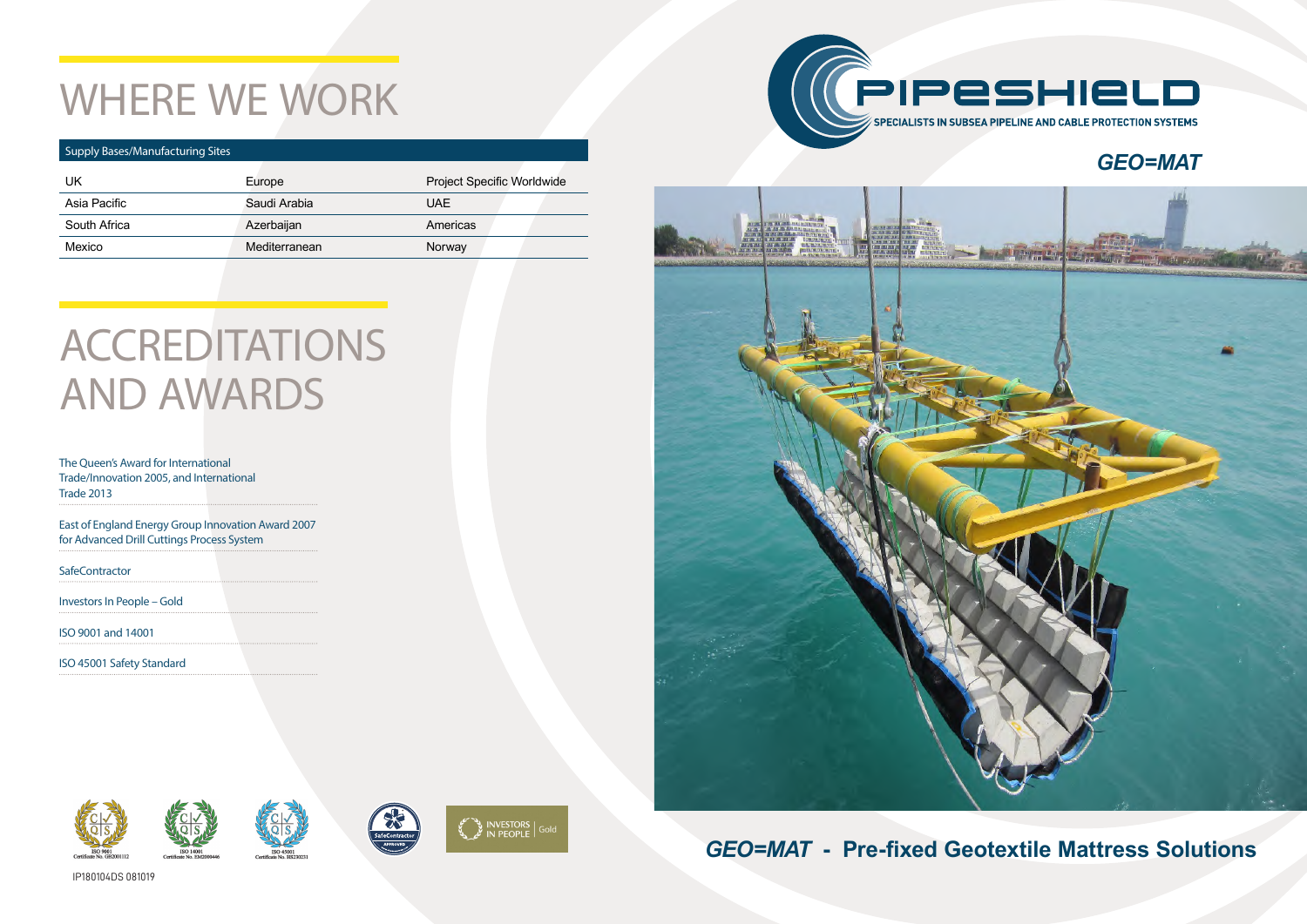# WHERE WE WORK

| Supply Bases/Manufacturing Sites | | |
|---|---|---|
| UK | Europe | Project Specific Worldwide |
| Asia Pacific | Saudi Arabia | UAE |
| South Africa | Azerbaijan | Americas |
| Mexico | Mediterranean | Norway |

# ACCREDITATIONS AND AWARDS

The Queen's Award for International Trade/Innovation 2005, and International Trade 2013

East of England Energy Group Innovation Award 2007 for Advanced Drill Cuttings Process System

SafeContractor

Investors In People – Gold

ISO 9001 and 14001

ISO 45001 Safety Standard

ISO 9001 Certificate No. GB2001112

ISO 14001 Certificate No. EM2000446

ISO 45001 Certificate No. HS230231

SafeContractor APPROVED

INVESTORS IN PEOPLE | Gold

IP180104DS 081019

PIPESHIELD

SPECIALISTS IN SUBSEA PIPELINE AND CABLE PROTECTION SYSTEMS

## *GEO=MAT*

## *GEO=MAT* - Pre-fixed Geotextile Mattress Solutions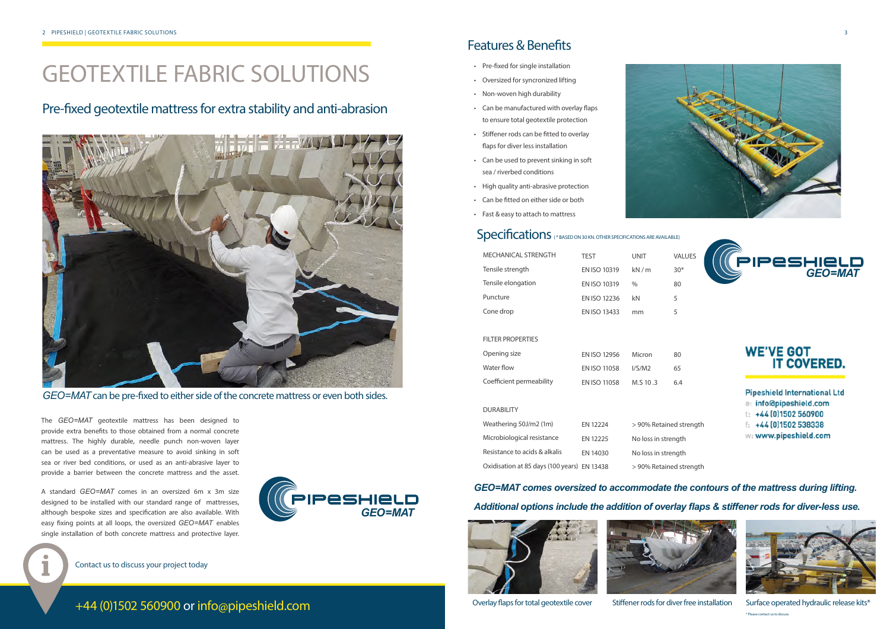# GEOTEXTILE FABRIC SOLUTIONS

## Pre-fixed geotextile mattress for extra stability and anti-abrasion

*GEO=MAT* can be pre-fixed to either side of the concrete mattress or even both sides.

The *GEO=MAT* geotextile mattress has been designed to provide extra benefits to those obtained from a normal concrete mattress. The highly durable, needle punch non-woven layer can be used as a preventative measure to avoid sinking in soft sea or river bed conditions, or used as an anti-abrasive layer to provide a barrier between the concrete mattress and the asset.

A standard *GEO=MAT* comes in an oversized 6m x 3m size designed to be installed with our standard range of mattresses, although bespoke sizes and specification are also available. With easy fixing points at all loops, the oversized *GEO=MAT* enables single installation of both concrete mattress and protective layer.

PIPESHIELD *GEO=MAT*

Contact us to discuss your project today

+44 (0)1502 560900 or info@pipeshield.com

## Features & Benefits

- Pre-fixed for single installation
- Oversized for syncronized lifting
- Non-woven high durability
- Can be manufactured with overlay flaps to ensure total geotextile protection
- Stiffener rods can be fitted to overlay flaps for diver less installation
- Can be used to prevent sinking in soft sea / riverbed conditions
- High quality anti-abrasive protection
- Can be fitted on either side or both
- Fast & easy to attach to mattress

## Specifications (* BASED ON 30 KN. OTHER SPECIFICATIONS ARE AVAILABLE)

| MECHANICAL STRENGTH | TEST | UNIT | VALUES |
|---|---|---|---|
| Tensile strength | EN ISO 10319 | kN / m | 30* |
| Tensile elongation | EN ISO 10319 | % | 80 |
| Puncture | EN ISO 12236 | kN | 5 |
| Cone drop | EN ISO 13433 | mm | 5 |
| **FILTER PROPERTIES** | | | |
| Opening size | EN ISO 12956 | Micron | 80 |
| Water flow | EN ISO 11058 | l/S/M2 | 65 |
| Coefficient permeability | EN ISO 11058 | M.S 10 .3 | 6.4 |
| **DURABILITY** | | | |
| Weathering 50J/m2 (1m) | EN 12224 | > 90% Retained strength | |
| Microbiological resistance | EN 12225 | No loss in strength | |
| Resistance to acids & alkalis | EN 14030 | No loss in strength | |
| Oxidisation at 85 days (100 years) | EN 13438 | > 90% Retained strength | |

PIPESHIELD *GEO=MAT*

**WE'VE GOT IT COVERED.**

Pipeshield International Ltd
e: info@pipeshield.com
t: +44 (0)1502 560900
f: +44 (0)1502 538338
w: www.pipeshield.com

***GEO=MAT comes oversized to accommodate the contours of the mattress during lifting.***

***Additional options include the addition of overlay flaps & stiffener rods for diver-less use.***

Overlay flaps for total geotextile cover

Stiffener rods for diver free installation

Surface operated hydraulic release kits*

* Please contact us to discuss